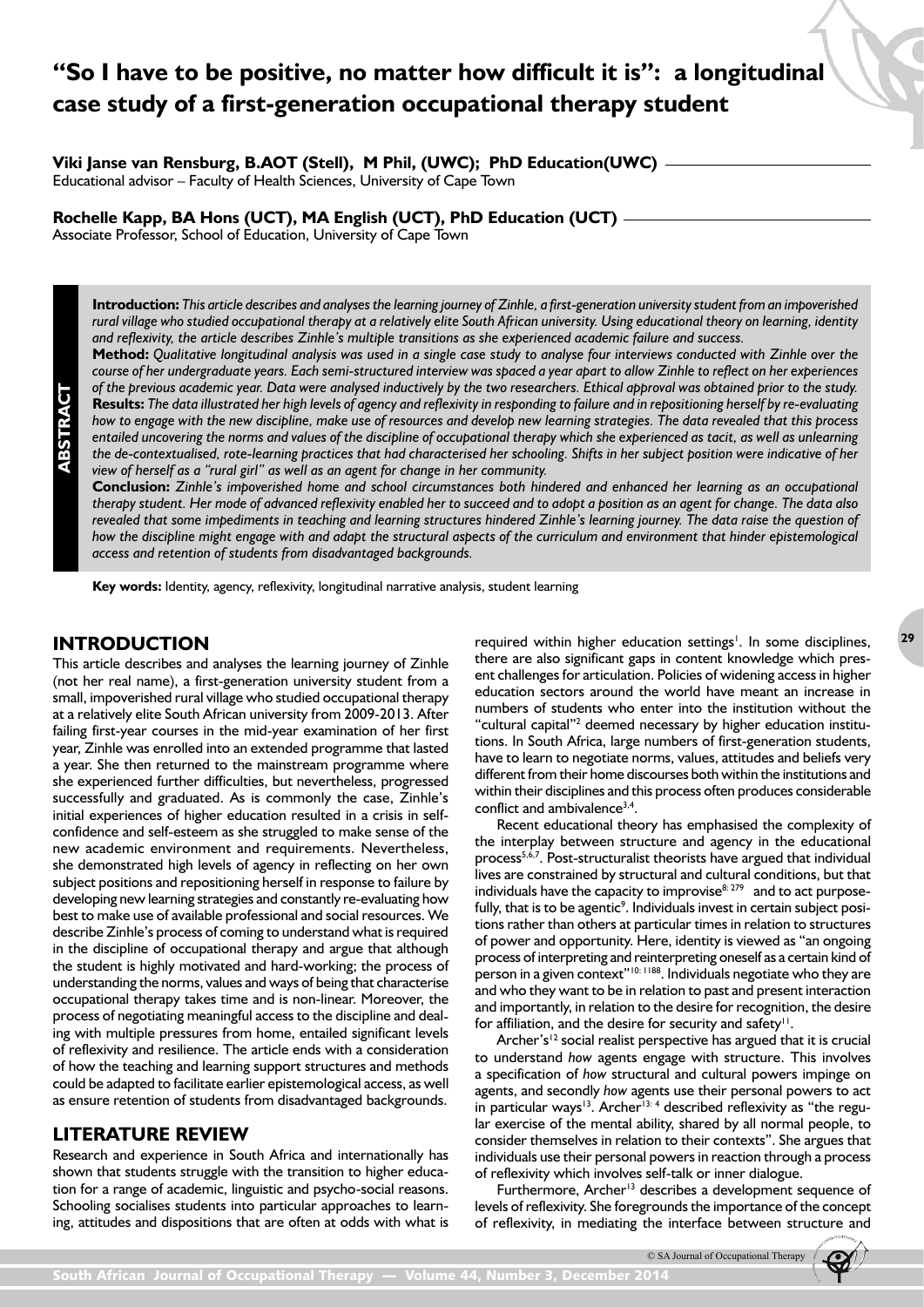# "So I have to be positive, no matter how difficult it is": a longitudinal case study of a first-generation occupational therapy student

**Viki Janse van Rensburg, B.AOT (Stell), M Phil, (UWC); PhD Education(UWC)**
Educational advisor – Faculty of Health Sciences, University of Cape Town

**Rochelle Kapp, BA Hons (UCT), MA English (UCT), PhD Education (UCT)**
Associate Professor, School of Education, University of Cape Town

## ABSTRACT

**Introduction:** *This article describes and analyses the learning journey of Zinhle, a first-generation university student from an impoverished rural village who studied occupational therapy at a relatively elite South African university. Using educational theory on learning, identity and reflexivity, the article describes Zinhle's multiple transitions as she experienced academic failure and success.*

**Method:** *Qualitative longitudinal analysis was used in a single case study to analyse four interviews conducted with Zinhle over the course of her undergraduate years. Each semi-structured interview was spaced a year apart to allow Zinhle to reflect on her experiences of the previous academic year. Data were analysed inductively by the two researchers. Ethical approval was obtained prior to the study.*

**Results:** *The data illustrated her high levels of agency and reflexivity in responding to failure and in repositioning herself by re-evaluating how to engage with the new discipline, make use of resources and develop new learning strategies. The data revealed that this process entailed uncovering the norms and values of the discipline of occupational therapy which she experienced as tacit, as well as unlearning the de-contextualised, rote-learning practices that had characterised her schooling. Shifts in her subject position were indicative of her view of herself as a "rural girl" as well as an agent for change in her community.*

**Conclusion:** *Zinhle's impoverished home and school circumstances both hindered and enhanced her learning as an occupational therapy student. Her mode of advanced reflexivity enabled her to succeed and to adopt a position as an agent for change. The data also revealed that some impediments in teaching and learning structures hindered Zinhle's learning journey. The data raise the question of how the discipline might engage with and adapt the structural aspects of the curriculum and environment that hinder epistemological access and retention of students from disadvantaged backgrounds.*

**Key words:** Identity, agency, reflexivity, longitudinal narrative analysis, student learning

## INTRODUCTION

This article describes and analyses the learning journey of Zinhle (not her real name), a first-generation university student from a small, impoverished rural village who studied occupational therapy at a relatively elite South African university from 2009-2013. After failing first-year courses in the mid-year examination of her first year, Zinhle was enrolled into an extended programme that lasted a year. She then returned to the mainstream programme where she experienced further difficulties, but nevertheless, progressed successfully and graduated. As is commonly the case, Zinhle's initial experiences of higher education resulted in a crisis in self-confidence and self-esteem as she struggled to make sense of the new academic environment and requirements. Nevertheless, she demonstrated high levels of agency in reflecting on her own subject positions and repositioning herself in response to failure by developing new learning strategies and constantly re-evaluating how best to make use of available professional and social resources. We describe Zinhle's process of coming to understand what is required in the discipline of occupational therapy and argue that although the student is highly motivated and hard-working; the process of understanding the norms, values and ways of being that characterise occupational therapy takes time and is non-linear. Moreover, the process of negotiating meaningful access to the discipline and dealing with multiple pressures from home, entailed significant levels of reflexivity and resilience. The article ends with a consideration of how the teaching and learning support structures and methods could be adapted to facilitate earlier epistemological access, as well as ensure retention of students from disadvantaged backgrounds.

## LITERATURE REVIEW

Research and experience in South Africa and internationally has shown that students struggle with the transition to higher education for a range of academic, linguistic and psycho-social reasons. Schooling socialises students into particular approaches to learning, attitudes and dispositions that are often at odds with what is required within higher education settings[1]. In some disciplines, there are also significant gaps in content knowledge which present challenges for articulation. Policies of widening access in higher education sectors around the world have meant an increase in numbers of students who enter into the institution without the "cultural capital"[2] deemed necessary by higher education institutions. In South Africa, large numbers of first-generation students, have to learn to negotiate norms, values, attitudes and beliefs very different from their home discourses both within the institutions and within their disciplines and this process often produces considerable conflict and ambivalence[3,4].

Recent educational theory has emphasised the complexity of the interplay between structure and agency in the educational process[5,6,7]. Post-structuralist theorists have argued that individual lives are constrained by structural and cultural conditions, but that individuals have the capacity to improvise[8: 279] and to act purposefully, that is to be agentic[9]. Individuals invest in certain subject positions rather than others at particular times in relation to structures of power and opportunity. Here, identity is viewed as "an ongoing process of interpreting and reinterpreting oneself as a certain kind of person in a given context"[10: 1188]. Individuals negotiate who they are and who they want to be in relation to past and present interaction and importantly, in relation to the desire for recognition, the desire for affiliation, and the desire for security and safety[11].

Archer's[12] social realist perspective has argued that it is crucial to understand *how* agents engage with structure. This involves a specification of *how* structural and cultural powers impinge on agents, and secondly *how* agents use their personal powers to act in particular ways[13]. Archer[13: 4] described reflexivity as "the regular exercise of the mental ability, shared by all normal people, to consider themselves in relation to their contexts". She argues that individuals use their personal powers in reaction through a process of reflexivity which involves self-talk or inner dialogue.

Furthermore, Archer[13] describes a development sequence of levels of reflexivity. She foregrounds the importance of the concept of reflexivity, in mediating the interface between structure and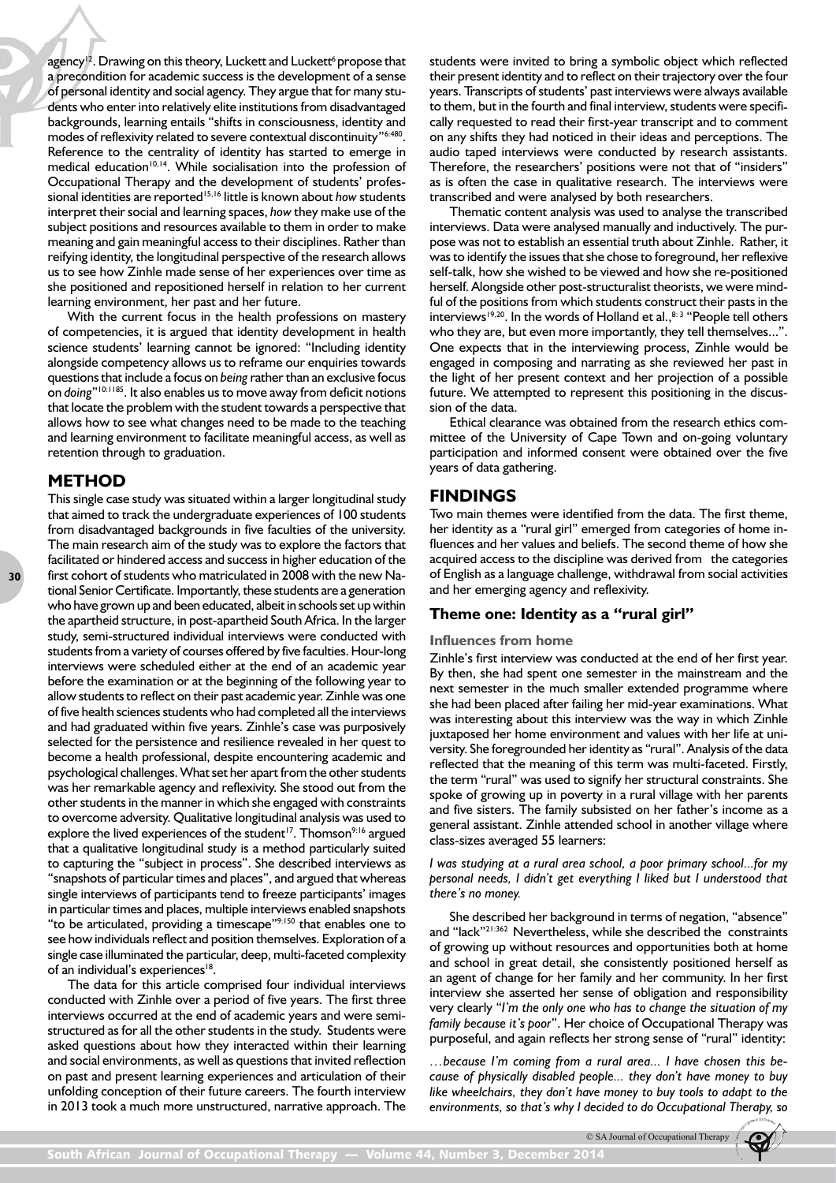agency[12]. Drawing on this theory, Luckett and Luckett[6] propose that a precondition for academic success is the development of a sense of personal identity and social agency. They argue that for many students who enter into relatively elite institutions from disadvantaged backgrounds, learning entails "shifts in consciousness, identity and modes of reflexivity related to severe contextual discontinuity"[6:480]. Reference to the centrality of identity has started to emerge in medical education[10,14]. While socialisation into the profession of Occupational Therapy and the development of students' professional identities are reported[15,16] little is known about *how* students interpret their social and learning spaces, *how* they make use of the subject positions and resources available to them in order to make meaning and gain meaningful access to their disciplines. Rather than reifying identity, the longitudinal perspective of the research allows us to see how Zinhle made sense of her experiences over time as she positioned and repositioned herself in relation to her current learning environment, her past and her future.

With the current focus in the health professions on mastery of competencies, it is argued that identity development in health science students' learning cannot be ignored: "Including identity alongside competency allows us to reframe our enquiries towards questions that include a focus on *being* rather than an exclusive focus on *doing*"[10:1185]. It also enables us to move away from deficit notions that locate the problem with the student towards a perspective that allows how to see what changes need to be made to the teaching and learning environment to facilitate meaningful access, as well as retention through to graduation.

## METHOD

This single case study was situated within a larger longitudinal study that aimed to track the undergraduate experiences of 100 students from disadvantaged backgrounds in five faculties of the university. The main research aim of the study was to explore the factors that facilitated or hindered access and success in higher education of the first cohort of students who matriculated in 2008 with the new National Senior Certificate. Importantly, these students are a generation who have grown up and been educated, albeit in schools set up within the apartheid structure, in post-apartheid South Africa. In the larger study, semi-structured individual interviews were conducted with students from a variety of courses offered by five faculties. Hour-long interviews were scheduled either at the end of an academic year before the examination or at the beginning of the following year to allow students to reflect on their past academic year. Zinhle was one of five health sciences students who had completed all the interviews and had graduated within five years. Zinhle's case was purposively selected for the persistence and resilience revealed in her quest to become a health professional, despite encountering academic and psychological challenges. What set her apart from the other students was her remarkable agency and reflexivity. She stood out from the other students in the manner in which she engaged with constraints to overcome adversity. Qualitative longitudinal analysis was used to explore the lived experiences of the student[17]. Thomson[9:16] argued that a qualitative longitudinal study is a method particularly suited to capturing the "subject in process". She described interviews as "snapshots of particular times and places", and argued that whereas single interviews of participants tend to freeze participants' images in particular times and places, multiple interviews enabled snapshots "to be articulated, providing a timescape"[9:150] that enables one to see how individuals reflect and position themselves. Exploration of a single case illuminated the particular, deep, multi-faceted complexity of an individual's experiences[18].

The data for this article comprised four individual interviews conducted with Zinhle over a period of five years. The first three interviews occurred at the end of academic years and were semi-structured as for all the other students in the study. Students were asked questions about how they interacted within their learning and social environments, as well as questions that invited reflection on past and present learning experiences and articulation of their unfolding conception of their future careers. The fourth interview in 2013 took a much more unstructured, narrative approach. The students were invited to bring a symbolic object which reflected their present identity and to reflect on their trajectory over the four years. Transcripts of students' past interviews were always available to them, but in the fourth and final interview, students were specifically requested to read their first-year transcript and to comment on any shifts they had noticed in their ideas and perceptions. The audio taped interviews were conducted by research assistants. Therefore, the researchers' positions were not that of "insiders" as is often the case in qualitative research. The interviews were transcribed and were analysed by both researchers.

Thematic content analysis was used to analyse the transcribed interviews. Data were analysed manually and inductively. The purpose was not to establish an essential truth about Zinhle. Rather, it was to identify the issues that she chose to foreground, her reflexive self-talk, how she wished to be viewed and how she re-positioned herself. Alongside other post-structuralist theorists, we were mindful of the positions from which students construct their pasts in the interviews[19,20]. In the words of Holland et al.,[8:3] "People tell others who they are, but even more importantly, they tell themselves...". One expects that in the interviewing process, Zinhle would be engaged in composing and narrating as she reviewed her past in the light of her present context and her projection of a possible future. We attempted to represent this positioning in the discussion of the data.

Ethical clearance was obtained from the research ethics committee of the University of Cape Town and on-going voluntary participation and informed consent were obtained over the five years of data gathering.

## FINDINGS

Two main themes were identified from the data. The first theme, her identity as a "rural girl" emerged from categories of home influences and her values and beliefs. The second theme of how she acquired access to the discipline was derived from the categories of English as a language challenge, withdrawal from social activities and her emerging agency and reflexivity.

### Theme one: Identity as a "rural girl"

#### Influences from home

Zinhle's first interview was conducted at the end of her first year. By then, she had spent one semester in the mainstream and the next semester in the much smaller extended programme where she had been placed after failing her mid-year examinations. What was interesting about this interview was the way in which Zinhle juxtaposed her home environment and values with her life at university. She foregrounded her identity as "rural". Analysis of the data reflected that the meaning of this term was multi-faceted. Firstly, the term "rural" was used to signify her structural constraints. She spoke of growing up in poverty in a rural village with her parents and five sisters. The family subsisted on her father's income as a general assistant. Zinhle attended school in another village where class-sizes averaged 55 learners:

*I was studying at a rural area school, a poor primary school…for my personal needs, I didn't get everything I liked but I understood that there's no money.*

She described her background in terms of negation, "absence" and "lack"[21:362] Nevertheless, while she described the constraints of growing up without resources and opportunities both at home and school in great detail, she consistently positioned herself as an agent of change for her family and her community. In her first interview she asserted her sense of obligation and responsibility very clearly "*I'm the only one who has to change the situation of my family because it's poor*". Her choice of Occupational Therapy was purposeful, and again reflects her strong sense of "rural" identity:

*…because I'm coming from a rural area... I have chosen this because of physically disabled people... they don't have money to buy like wheelchairs, they don't have money to buy tools to adapt to the environments, so that's why I decided to do Occupational Therapy, so*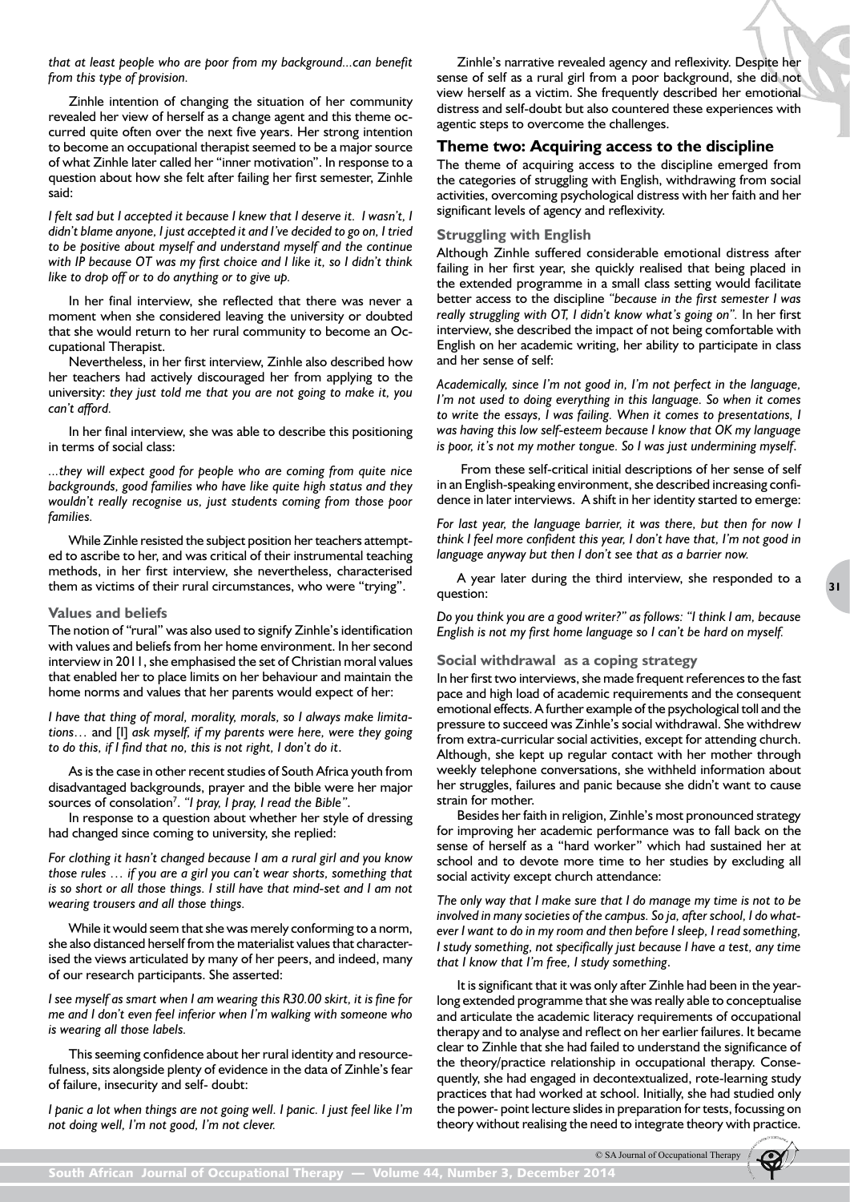*that at least people who are poor from my background...can benefit from this type of provision.*

Zinhle intention of changing the situation of her community revealed her view of herself as a change agent and this theme occurred quite often over the next five years. Her strong intention to become an occupational therapist seemed to be a major source of what Zinhle later called her "inner motivation". In response to a question about how she felt after failing her first semester, Zinhle said:

*I felt sad but I accepted it because I knew that I deserve it. I wasn't, I didn't blame anyone, I just accepted it and I've decided to go on, I tried to be positive about myself and understand myself and the continue with IP because OT was my first choice and I like it, so I didn't think like to drop off or to do anything or to give up.*

In her final interview, she reflected that there was never a moment when she considered leaving the university or doubted that she would return to her rural community to become an Occupational Therapist.

Nevertheless, in her first interview, Zinhle also described how her teachers had actively discouraged her from applying to the university: *they just told me that you are not going to make it, you can't afford.*

In her final interview, she was able to describe this positioning in terms of social class:

*...they will expect good for people who are coming from quite nice backgrounds, good families who have like quite high status and they wouldn't really recognise us, just students coming from those poor families.*

While Zinhle resisted the subject position her teachers attempted to ascribe to her, and was critical of their instrumental teaching methods, in her first interview, she nevertheless, characterised them as victims of their rural circumstances, who were "trying".

### Values and beliefs

The notion of "rural" was also used to signify Zinhle's identification with values and beliefs from her home environment. In her second interview in 2011, she emphasised the set of Christian moral values that enabled her to place limits on her behaviour and maintain the home norms and values that her parents would expect of her:

*I have that thing of moral, morality, morals, so I always make limitations…* and [I] *ask myself, if my parents were here, were they going to do this, if I find that no, this is not right, I don't do it.*

As is the case in other recent studies of South Africa youth from disadvantaged backgrounds, prayer and the bible were her major sources of consolation[7]. *"I pray, I pray, I read the Bible".*

In response to a question about whether her style of dressing had changed since coming to university, she replied:

*For clothing it hasn't changed because I am a rural girl and you know those rules … if you are a girl you can't wear shorts, something that is so short or all those things. I still have that mind-set and I am not wearing trousers and all those things.*

While it would seem that she was merely conforming to a norm, she also distanced herself from the materialist values that characterised the views articulated by many of her peers, and indeed, many of our research participants. She asserted:

*I see myself as smart when I am wearing this R30.00 skirt, it is fine for me and I don't even feel inferior when I'm walking with someone who is wearing all those labels.*

This seeming confidence about her rural identity and resourcefulness, sits alongside plenty of evidence in the data of Zinhle's fear of failure, insecurity and self- doubt:

*I panic a lot when things are not going well. I panic. I just feel like I'm not doing well, I'm not good, I'm not clever.*

Zinhle's narrative revealed agency and reflexivity. Despite her sense of self as a rural girl from a poor background, she did not view herself as a victim. She frequently described her emotional distress and self-doubt but also countered these experiences with agentic steps to overcome the challenges.

## Theme two: Acquiring access to the discipline

The theme of acquiring access to the discipline emerged from the categories of struggling with English, withdrawing from social activities, overcoming psychological distress with her faith and her significant levels of agency and reflexivity.

### Struggling with English

Although Zinhle suffered considerable emotional distress after failing in her first year, she quickly realised that being placed in the extended programme in a small class setting would facilitate better access to the discipline *"because in the first semester I was really struggling with OT, I didn't know what's going on".* In her first interview, she described the impact of not being comfortable with English on her academic writing, her ability to participate in class and her sense of self:

*Academically, since I'm not good in, I'm not perfect in the language, I'm not used to doing everything in this language. So when it comes to write the essays, I was failing. When it comes to presentations, I was having this low self-esteem because I know that OK my language is poor, it's not my mother tongue. So I was just undermining myself.*

From these self-critical initial descriptions of her sense of self in an English-speaking environment, she described increasing confidence in later interviews. A shift in her identity started to emerge:

*For last year, the language barrier, it was there, but then for now I think I feel more confident this year, I don't have that, I'm not good in language anyway but then I don't see that as a barrier now.*

A year later during the third interview, she responded to a question:

*Do you think you are a good writer?" as follows: "I think I am, because English is not my first home language so I can't be hard on myself.*

### Social withdrawal as a coping strategy

In her first two interviews, she made frequent references to the fast pace and high load of academic requirements and the consequent emotional effects. A further example of the psychological toll and the pressure to succeed was Zinhle's social withdrawal. She withdrew from extra-curricular social activities, except for attending church. Although, she kept up regular contact with her mother through weekly telephone conversations, she withheld information about her struggles, failures and panic because she didn't want to cause strain for mother.

Besides her faith in religion, Zinhle's most pronounced strategy for improving her academic performance was to fall back on the sense of herself as a "hard worker" which had sustained her at school and to devote more time to her studies by excluding all social activity except church attendance:

*The only way that I make sure that I do manage my time is not to be involved in many societies of the campus. So ja, after school, I do whatever I want to do in my room and then before I sleep, I read something, I study something, not specifically just because I have a test, any time that I know that I'm free, I study something.*

It is significant that it was only after Zinhle had been in the year-long extended programme that she was really able to conceptualise and articulate the academic literacy requirements of occupational therapy and to analyse and reflect on her earlier failures. It became clear to Zinhle that she had failed to understand the significance of the theory/practice relationship in occupational therapy. Consequently, she had engaged in decontextualized, rote-learning study practices that had worked at school. Initially, she had studied only the power- point lecture slides in preparation for tests, focussing on theory without realising the need to integrate theory with practice.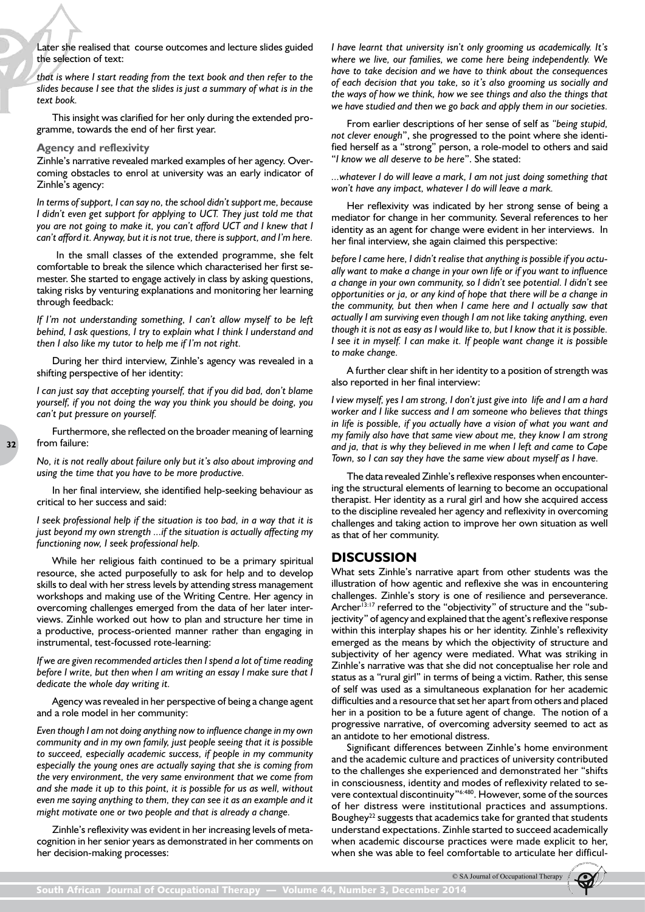Later she realised that course outcomes and lecture slides guided the selection of text:

*that is where I start reading from the text book and then refer to the slides because I see that the slides is just a summary of what is in the text book.*

This insight was clarified for her only during the extended programme, towards the end of her first year.

### Agency and reflexivity

Zinhle's narrative revealed marked examples of her agency. Overcoming obstacles to enrol at university was an early indicator of Zinhle's agency:

*In terms of support, I can say no, the school didn't support me, because I didn't even get support for applying to UCT. They just told me that you are not going to make it, you can't afford UCT and I knew that I can't afford it. Anyway, but it is not true, there is support, and I'm here.*

In the small classes of the extended programme, she felt comfortable to break the silence which characterised her first semester. She started to engage actively in class by asking questions, taking risks by venturing explanations and monitoring her learning through feedback:

*If I'm not understanding something, I can't allow myself to be left behind, I ask questions, I try to explain what I think I understand and then I also like my tutor to help me if I'm not right.*

During her third interview, Zinhle's agency was revealed in a shifting perspective of her identity:

*I can just say that accepting yourself, that if you did bad, don't blame yourself, if you not doing the way you think you should be doing, you can't put pressure on yourself.*

Furthermore, she reflected on the broader meaning of learning from failure:

*No, it is not really about failure only but it's also about improving and using the time that you have to be more productive.*

In her final interview, she identified help-seeking behaviour as critical to her success and said:

*I seek professional help if the situation is too bad, in a way that it is just beyond my own strength ...if the situation is actually affecting my functioning now, I seek professional help.*

While her religious faith continued to be a primary spiritual resource, she acted purposefully to ask for help and to develop skills to deal with her stress levels by attending stress management workshops and making use of the Writing Centre. Her agency in overcoming challenges emerged from the data of her later interviews. Zinhle worked out how to plan and structure her time in a productive, process-oriented manner rather than engaging in instrumental, test-focussed rote-learning:

*If we are given recommended articles then I spend a lot of time reading before I write, but then when I am writing an essay I make sure that I dedicate the whole day writing it.*

Agency was revealed in her perspective of being a change agent and a role model in her community:

*Even though I am not doing anything now to influence change in my own community and in my own family, just people seeing that it is possible to succeed, especially academic success, if people in my community especially the young ones are actually saying that she is coming from the very environment, the very same environment that we come from and she made it up to this point, it is possible for us as well, without even me saying anything to them, they can see it as an example and it might motivate one or two people and that is already a change.*

Zinhle's reflexivity was evident in her increasing levels of metacognition in her senior years as demonstrated in her comments on her decision-making processes:

*I have learnt that university isn't only grooming us academically. It's where we live, our families, we come here being independently. We have to take decision and we have to think about the consequences of each decision that you take, so it's also grooming us socially and the ways of how we think, how we see things and also the things that we have studied and then we go back and apply them in our societies.*

From earlier descriptions of her sense of self as *"being stupid, not clever enough"*, she progressed to the point where she identified herself as a "strong" person, a role-model to others and said "*I know we all deserve to be here*". She stated:

*...whatever I do will leave a mark, I am not just doing something that won't have any impact, whatever I do will leave a mark.*

Her reflexivity was indicated by her strong sense of being a mediator for change in her community. Several references to her identity as an agent for change were evident in her interviews. In her final interview, she again claimed this perspective:

*before I came here, I didn't realise that anything is possible if you actually want to make a change in your own life or if you want to influence a change in your own community, so I didn't see potential. I didn't see opportunities or ja, or any kind of hope that there will be a change in the community, but then when I came here and I actually saw that actually I am surviving even though I am not like taking anything, even though it is not as easy as I would like to, but I know that it is possible. I see it in myself. I can make it. If people want change it is possible to make change.*

A further clear shift in her identity to a position of strength was also reported in her final interview:

*I view myself, yes I am strong, I don't just give into life and I am a hard worker and I like success and I am someone who believes that things in life is possible, if you actually have a vision of what you want and my family also have that same view about me, they know I am strong and ja, that is why they believed in me when I left and came to Cape Town, so I can say they have the same view about myself as I have.*

The data revealed Zinhle's reflexive responses when encountering the structural elements of learning to become an occupational therapist. Her identity as a rural girl and how she acquired access to the discipline revealed her agency and reflexivity in overcoming challenges and taking action to improve her own situation as well as that of her community.

## DISCUSSION

What sets Zinhle's narrative apart from other students was the illustration of how agentic and reflexive she was in encountering challenges. Zinhle's story is one of resilience and perseverance. Archer[13:17] referred to the "objectivity" of structure and the "subjectivity" of agency and explained that the agent's reflexive response within this interplay shapes his or her identity. Zinhle's reflexivity emerged as the means by which the objectivity of structure and subjectivity of her agency were mediated. What was striking in Zinhle's narrative was that she did not conceptualise her role and status as a "rural girl" in terms of being a victim. Rather, this sense of self was used as a simultaneous explanation for her academic difficulties and a resource that set her apart from others and placed her in a position to be a future agent of change. The notion of a progressive narrative, of overcoming adversity seemed to act as an antidote to her emotional distress.

Significant differences between Zinhle's home environment and the academic culture and practices of university contributed to the challenges she experienced and demonstrated her "shifts in consciousness, identity and modes of reflexivity related to severe contextual discontinuity"[6:480]. However, some of the sources of her distress were institutional practices and assumptions. Boughey[22] suggests that academics take for granted that students understand expectations. Zinhle started to succeed academically when academic discourse practices were made explicit to her, when she was able to feel comfortable to articulate her difficul-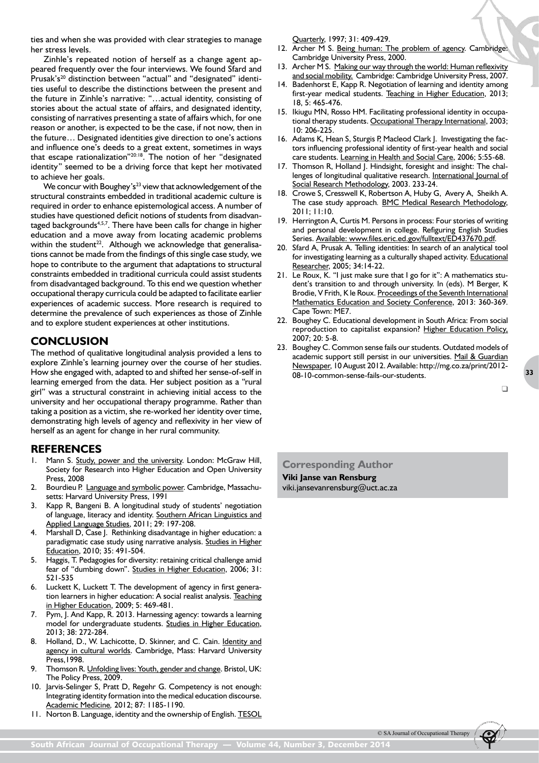ties and when she was provided with clear strategies to manage her stress levels.

Zinhle's repeated notion of herself as a change agent appeared frequently over the four interviews. We found Sfard and Prusak's[20] distinction between "actual" and "designated" identities useful to describe the distinctions between the present and the future in Zinhle's narrative: "…actual identity, consisting of stories about the actual state of affairs, and designated identity, consisting of narratives presenting a state of affairs which, for one reason or another, is expected to be the case, if not now, then in the future… Designated identities give direction to one's actions and influence one's deeds to a great extent, sometimes in ways that escape rationalization"[20:18]. The notion of her "designated identity" seemed to be a driving force that kept her motivated to achieve her goals.

We concur with Boughey's[23] view that acknowledgement of the structural constraints embedded in traditional academic culture is required in order to enhance epistemological access. A number of studies have questioned deficit notions of students from disadvantaged backgrounds[4,5,7]. There have been calls for change in higher education and a move away from locating academic problems within the student[22]. Although we acknowledge that generalisations cannot be made from the findings of this single case study, we hope to contribute to the argument that adaptations to structural constraints embedded in traditional curricula could assist students from disadvantaged background. To this end we question whether occupational therapy curricula could be adapted to facilitate earlier experiences of academic success. More research is required to determine the prevalence of such experiences as those of Zinhle and to explore student experiences at other institutions.

## CONCLUSION

The method of qualitative longitudinal analysis provided a lens to explore Zinhle's learning journey over the course of her studies. How she engaged with, adapted to and shifted her sense-of-self in learning emerged from the data. Her subject position as a "rural girl" was a structural constraint in achieving initial access to the university and her occupational therapy programme. Rather than taking a position as a victim, she re-worked her identity over time, demonstrating high levels of agency and reflexivity in her view of herself as an agent for change in her rural community.

## REFERENCES

1. Mann S. Study, power and the university. London: McGraw Hill, Society for Research into Higher Education and Open University Press, 2008
2. Bourdieu P. Language and symbolic power. Cambridge, Massachusetts: Harvard University Press, 1991
3. Kapp R, Bangeni B. A longitudinal study of students' negotiation of language, literacy and identity. Southern African Linguistics and Applied Language Studies, 2011; 29: 197-208.
4. Marshall D, Case J. Rethinking disadvantage in higher education: a paradigmatic case study using narrative analysis. Studies in Higher Education, 2010; 35: 491-504.
5. Haggis, T. Pedagogies for diversity: retaining critical challenge amid fear of "dumbing down". Studies in Higher Education, 2006; 31: 521-535
6. Luckett K, Luckett T. The development of agency in first generation learners in higher education: A social realist analysis. Teaching in Higher Education, 2009; 5: 469-481.
7. Pym, J. And Kapp, R. 2013. Harnessing agency: towards a learning model for undergraduate students. Studies in Higher Education, 2013; 38: 272-284.
8. Holland, D., W. Lachicotte, D. Skinner, and C. Cain. Identity and agency in cultural worlds. Cambridge, Mass: Harvard University Press,1998.
9. Thomson R. Unfolding lives: Youth, gender and change. Bristol, UK: The Policy Press, 2009.
10. Jarvis-Selinger S, Pratt D, Regehr G. Competency is not enough: Integrating identity formation into the medical education discourse. Academic Medicine, 2012; 87: 1185-1190.
11. Norton B. Language, identity and the ownership of English. TESOL Quarterly, 1997; 31: 409-429.
12. Archer M S. Being human: The problem of agency. Cambridge: Cambridge University Press, 2000.
13. Archer M S. Making our way through the world: Human reflexivity and social mobility. Cambridge: Cambridge University Press, 2007.
14. Badenhorst E, Kapp R. Negotiation of learning and identity among first-year medical students. Teaching in Higher Education, 2013; 18, 5: 465-476.
15. Ikiugu MN, Rosso HM. Facilitating professional identity in occupational therapy students. Occupational Therapy International, 2003; 10: 206-225.
16. Adams K, Hean S, Sturgis P, Macleod Clark J. Investigating the factors influencing professional identity of first-year health and social care students. Learning in Health and Social Care, 2006; 5:55-68.
17. Thomson R, Holland J. Hindsight, foresight and insight: The challenges of longitudinal qualitative research. International Journal of Social Research Methodology, 2003. 233-24.
18. Crowe S, Cresswell K, Robertson A, Huby G, Avery A, Sheikh A. The case study approach. BMC Medical Research Methodology, 2011; 11:10.
19. Herrington A, Curtis M. Persons in process: Four stories of writing and personal development in college. Refiguring English Studies Series. Available: www.files.eric.ed.gov/fulltext/ED437670.pdf.
20. Sfard A, Prusak A. Telling identities: In search of an analytical tool for investigating learning as a culturally shaped activity. Educational Researcher, 2005; 34:14-22.
21. Le Roux, K. "I just make sure that I go for it": A mathematics student's transition to and through university. In (eds). M Berger, K Brodie, V Frith, K le Roux. Proceedings of the Seventh International Mathematics Education and Society Conference, 2013: 360-369. Cape Town: ME7.
22. Boughey C. Educational development in South Africa: From social reproduction to capitalist expansion? Higher Education Policy, 2007; 20: 5-8.
23. Boughey C. Common sense fails our students. Outdated models of academic support still persist in our universities. Mail & Guardian Newspaper, 10 August 2012. Available: http://mg.co.za/print/2012-08-10-common-sense-fails-our-students.

**Corresponding Author**
**Viki Janse van Rensburg**
viki.jansevanrensburg@uct.ac.za